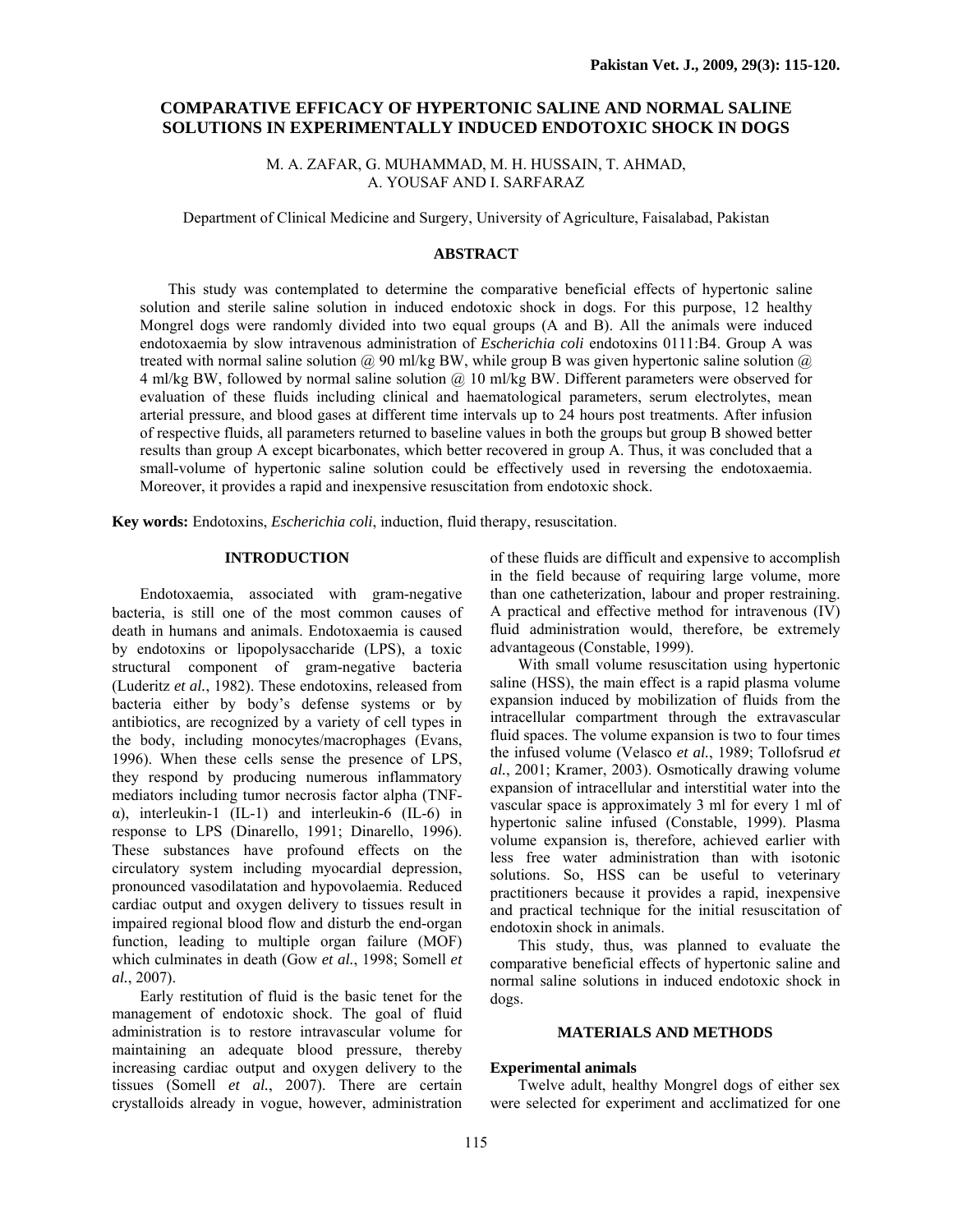# COMPARATIVE EFFICACY OF HYPERTONIC SALINE AND NORMAL SALINE SOLUTIONS IN EXPERIMENTALLY INDUCED ENDOTOXIC SHOCK IN DOGS

M. A. ZAFAR, G. MUHAMMAD, M. H. HUSSAIN, T. AHMAD, A. YOUSAF AND I. SARFARAZ

Department of Clinical Medicine and Surgery, University of Agriculture, Faisalabad, Pakistan

## ABSTRACT

This study was contemplated to determine the comparative beneficial effects of hypertonic saline solution and sterile saline solution in induced endotoxic shock in dogs. For this purpose, 12 healthy Mongrel dogs were randomly divided into two equal groups (A and B). All the animals were induced endotoxaemia by slow intravenous administration of *Escherichia coli* endotoxins 0111:B4. Group A was treated with normal saline solution @ 90 ml/kg BW, while group B was given hypertonic saline solution @ 4 ml/kg BW, followed by normal saline solution @ 10 ml/kg BW. Different parameters were observed for evaluation of these fluids including clinical and haematological parameters, serum electrolytes, mean arterial pressure, and blood gases at different time intervals up to 24 hours post treatments. After infusion of respective fluids, all parameters returned to baseline values in both the groups but group B showed better results than group A except bicarbonates, which better recovered in group A. Thus, it was concluded that a small-volume of hypertonic saline solution could be effectively used in reversing the endotoxaemia. Moreover, it provides a rapid and inexpensive resuscitation from endotoxic shock.

**Key words:** Endotoxins, *Escherichia coli*, induction, fluid therapy, resuscitation.

## INTRODUCTION

Endotoxaemia, associated with gram-negative bacteria, is still one of the most common causes of death in humans and animals. Endotoxaemia is caused by endotoxins or lipopolysaccharide (LPS), a toxic structural component of gram-negative bacteria (Luderitz *et al.*, 1982). These endotoxins, released from bacteria either by body's defense systems or by antibiotics, are recognized by a variety of cell types in the body, including monocytes/macrophages (Evans, 1996). When these cells sense the presence of LPS, they respond by producing numerous inflammatory mediators including tumor necrosis factor alpha (TNF-α), interleukin-1 (IL-1) and interleukin-6 (IL-6) in response to LPS (Dinarello, 1991; Dinarello, 1996). These substances have profound effects on the circulatory system including myocardial depression, pronounced vasodilatation and hypovolaemia. Reduced cardiac output and oxygen delivery to tissues result in impaired regional blood flow and disturb the end-organ function, leading to multiple organ failure (MOF) which culminates in death (Gow *et al.*, 1998; Somell *et al.*, 2007).

Early restitution of fluid is the basic tenet for the management of endotoxic shock. The goal of fluid administration is to restore intravascular volume for maintaining an adequate blood pressure, thereby increasing cardiac output and oxygen delivery to the tissues (Somell *et al.*, 2007). There are certain crystalloids already in vogue, however, administration of these fluids are difficult and expensive to accomplish in the field because of requiring large volume, more than one catheterization, labour and proper restraining. A practical and effective method for intravenous (IV) fluid administration would, therefore, be extremely advantageous (Constable, 1999).

With small volume resuscitation using hypertonic saline (HSS), the main effect is a rapid plasma volume expansion induced by mobilization of fluids from the intracellular compartment through the extravascular fluid spaces. The volume expansion is two to four times the infused volume (Velasco *et al.*, 1989; Tollofsrud *et al.*, 2001; Kramer, 2003). Osmotically drawing volume expansion of intracellular and interstitial water into the vascular space is approximately 3 ml for every 1 ml of hypertonic saline infused (Constable, 1999). Plasma volume expansion is, therefore, achieved earlier with less free water administration than with isotonic solutions. So, HSS can be useful to veterinary practitioners because it provides a rapid, inexpensive and practical technique for the initial resuscitation of endotoxin shock in animals.

This study, thus, was planned to evaluate the comparative beneficial effects of hypertonic saline and normal saline solutions in induced endotoxic shock in dogs.

## MATERIALS AND METHODS

### Experimental animals

Twelve adult, healthy Mongrel dogs of either sex were selected for experiment and acclimatized for one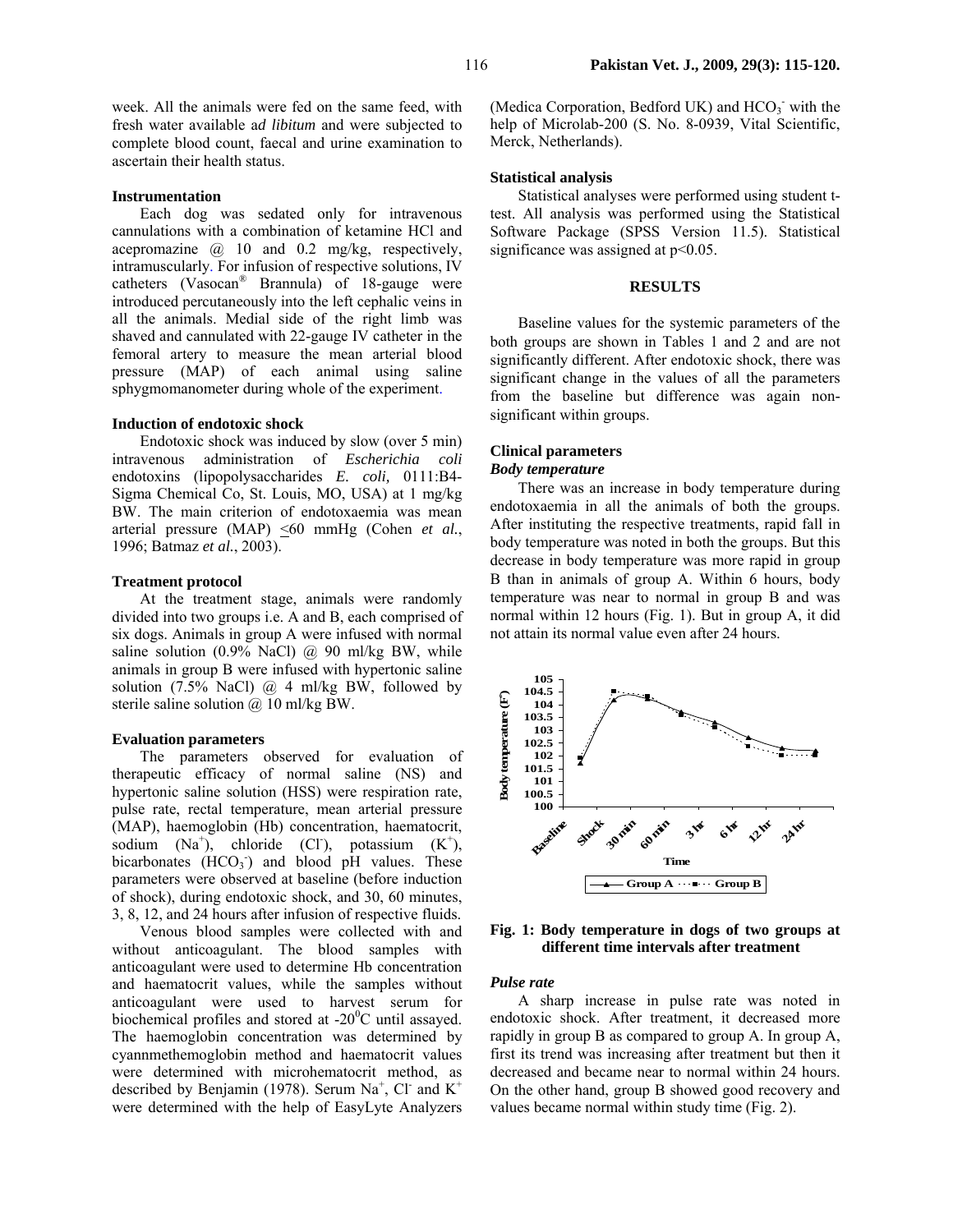week. All the animals were fed on the same feed, with fresh water available *ad libitum* and were subjected to complete blood count, faecal and urine examination to ascertain their health status.

### Instrumentation

Each dog was sedated only for intravenous cannulations with a combination of ketamine HCl and acepromazine @ 10 and 0.2 mg/kg, respectively, intramuscularly. For infusion of respective solutions, IV catheters (Vasocan® Brannula) of 18-gauge were introduced percutaneously into the left cephalic veins in all the animals. Medial side of the right limb was shaved and cannulated with 22-gauge IV catheter in the femoral artery to measure the mean arterial blood pressure (MAP) of each animal using saline sphygmomanometer during whole of the experiment.

### Induction of endotoxic shock

Endotoxic shock was induced by slow (over 5 min) intravenous administration of *Escherichia coli* endotoxins (lipopolysaccharides *E. coli,* 0111:B4-Sigma Chemical Co, St. Louis, MO, USA) at 1 mg/kg BW. The main criterion of endotoxaemia was mean arterial pressure (MAP) ≤60 mmHg (Cohen *et al.*, 1996; Batmaz *et al.*, 2003).

### Treatment protocol

At the treatment stage, animals were randomly divided into two groups i.e. A and B, each comprised of six dogs. Animals in group A were infused with normal saline solution (0.9% NaCl) @ 90 ml/kg BW, while animals in group B were infused with hypertonic saline solution (7.5% NaCl) @ 4 ml/kg BW, followed by sterile saline solution @ 10 ml/kg BW.

### Evaluation parameters

The parameters observed for evaluation of therapeutic efficacy of normal saline (NS) and hypertonic saline solution (HSS) were respiration rate, pulse rate, rectal temperature, mean arterial pressure (MAP), haemoglobin (Hb) concentration, haematocrit, sodium ($Na^+$), chloride ($Cl^-$), potassium ($K^+$), bicarbonates ($HCO_3^-$) and blood pH values. These parameters were observed at baseline (before induction of shock), during endotoxic shock, and 30, 60 minutes, 3, 8, 12, and 24 hours after infusion of respective fluids.

Venous blood samples were collected with and without anticoagulant. The blood samples with anticoagulant were used to determine Hb concentration and haematocrit values, while the samples without anticoagulant were used to harvest serum for biochemical profiles and stored at -20$^0$C until assayed. The haemoglobin concentration was determined by cyannmethemoglobin method and haematocrit values were determined with microhematocrit method, as described by Benjamin (1978). Serum $Na^+$, $Cl^-$ and $K^+$ were determined with the help of EasyLyte Analyzers (Medica Corporation, Bedford UK) and $HCO_3^-$ with the help of Microlab-200 (S. No. 8-0939, Vital Scientific, Merck, Netherlands).

### Statistical analysis

Statistical analyses were performed using student t-test. All analysis was performed using the Statistical Software Package (SPSS Version 11.5). Statistical significance was assigned at $p<0.05$.

## RESULTS

Baseline values for the systemic parameters of the both groups are shown in Tables 1 and 2 and are not significantly different. After endotoxic shock, there was significant change in the values of all the parameters from the baseline but difference was again non-significant within groups.

### Clinical parameters

#### *Body temperature*

There was an increase in body temperature during endotoxaemia in all the animals of both the groups. After instituting the respective treatments, rapid fall in body temperature was noted in both the groups. But this decrease in body temperature was more rapid in group B than in animals of group A. Within 6 hours, body temperature was near to normal in group B and was normal within 12 hours (Fig. 1). But in group A, it did not attain its normal value even after 24 hours.

**Fig. 1: Body temperature in dogs of two groups at different time intervals after treatment**

#### *Pulse rate*

A sharp increase in pulse rate was noted in endotoxic shock. After treatment, it decreased more rapidly in group B as compared to group A. In group A, first its trend was increasing after treatment but then it decreased and became near to normal within 24 hours. On the other hand, group B showed good recovery and values became normal within study time (Fig. 2).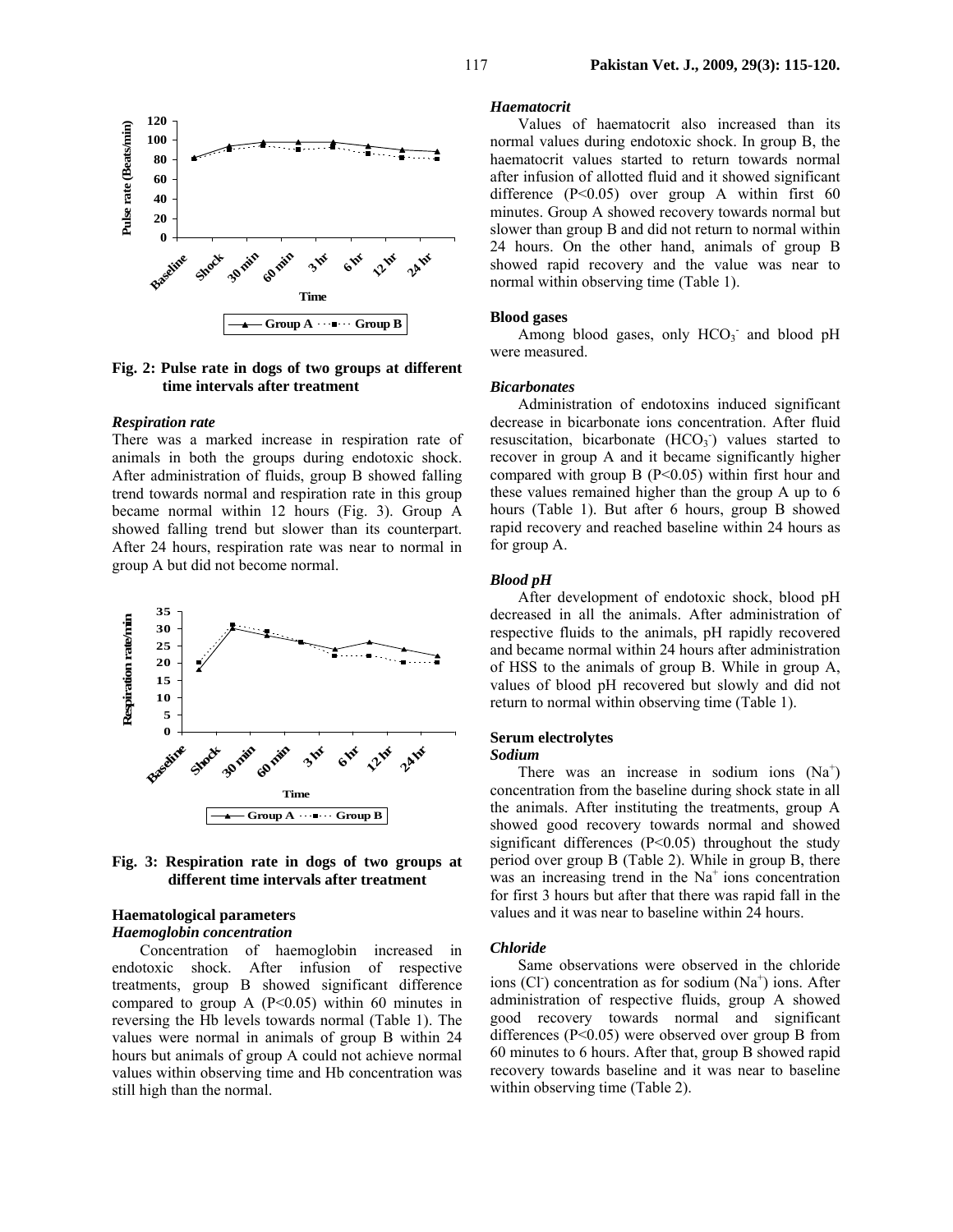Fig. 2: Pulse rate in dogs of two groups at different time intervals after treatment

### *Respiration rate*

There was a marked increase in respiration rate of animals in both the groups during endotoxic shock. After administration of fluids, group B showed falling trend towards normal and respiration rate in this group became normal within 12 hours (Fig. 3). Group A showed falling trend but slower than its counterpart. After 24 hours, respiration rate was near to normal in group A but did not become normal.

Fig. 3: Respiration rate in dogs of two groups at different time intervals after treatment

### Haematological parameters

#### *Haemoglobin concentration*

Concentration of haemoglobin increased in endotoxic shock. After infusion of respective treatments, group B showed significant difference compared to group A ($P<0.05$) within 60 minutes in reversing the Hb levels towards normal (Table 1). The values were normal in animals of group B within 24 hours but animals of group A could not achieve normal values within observing time and Hb concentration was still high than the normal.

#### *Haematocrit*

Values of haematocrit also increased than its normal values during endotoxic shock. In group B, the haematocrit values started to return towards normal after infusion of allotted fluid and it showed significant difference ($P<0.05$) over group A within first 60 minutes. Group A showed recovery towards normal but slower than group B and did not return to normal within 24 hours. On the other hand, animals of group B showed rapid recovery and the value was near to normal within observing time (Table 1).

### Blood gases

Among blood gases, only $HCO_3^-$ and blood pH were measured.

#### *Bicarbonates*

Administration of endotoxins induced significant decrease in bicarbonate ions concentration. After fluid resuscitation, bicarbonate ($HCO_3^-$) values started to recover in group A and it became significantly higher compared with group B ($P<0.05$) within first hour and these values remained higher than the group A up to 6 hours (Table 1). But after 6 hours, group B showed rapid recovery and reached baseline within 24 hours as for group A.

#### *Blood pH*

After development of endotoxic shock, blood pH decreased in all the animals. After administration of respective fluids to the animals, pH rapidly recovered and became normal within 24 hours after administration of HSS to the animals of group B. While in group A, values of blood pH recovered but slowly and did not return to normal within observing time (Table 1).

### Serum electrolytes

#### *Sodium*

There was an increase in sodium ions ($Na^+$) concentration from the baseline during shock state in all the animals. After instituting the treatments, group A showed good recovery towards normal and showed significant differences ($P<0.05$) throughout the study period over group B (Table 2). While in group B, there was an increasing trend in the $Na^+$ ions concentration for first 3 hours but after that there was rapid fall in the values and it was near to baseline within 24 hours.

#### *Chloride*

Same observations were observed in the chloride ions ($Cl^-$) concentration as for sodium ($Na^+$) ions. After administration of respective fluids, group A showed good recovery towards normal and significant differences ($P<0.05$) were observed over group B from 60 minutes to 6 hours. After that, group B showed rapid recovery towards baseline and it was near to baseline within observing time (Table 2).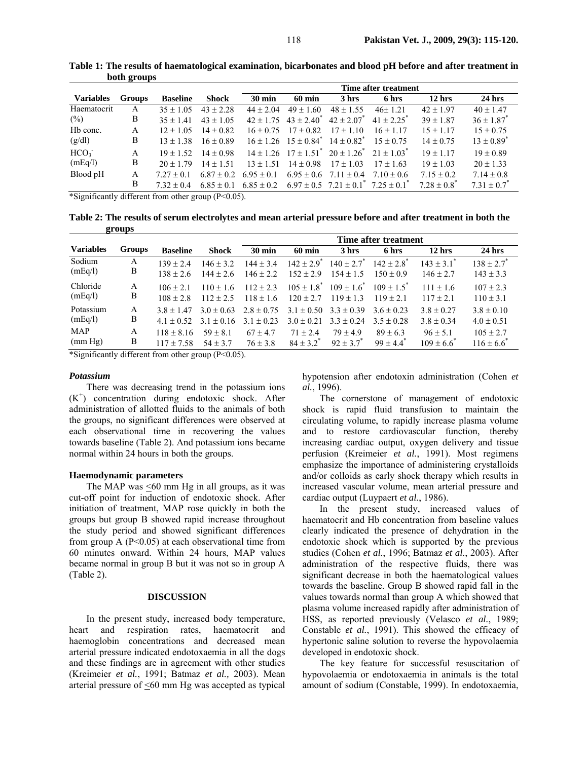**Table 1: The results of haematological examination, bicarbonates and blood pH before and after treatment in both groups**

| Variables | Groups | Baseline | Shock | Time after treatment | | | | | |
|---|---|---|---|---|---|---|---|---|---|
| | | | | 30 min | 60 min | 3 hrs | 6 hrs | 12 hrs | 24 hrs |
| Haematocrit (%) | A | 35 ± 1.05 | 43 ± 2.28 | 44 ± 2.04 | 49 ± 1.60 | 48 ± 1.55 | 46± 1.21 | 42 ± 1.97 | 40 ± 1.47 |
| | B | 35 ± 1.41 | 43 ± 1.05 | 42 ± 1.75 | 43 ± 2.40* | 42 ± 2.07* | 41 ± 2.25* | 39 ± 1.87 | 36 ± 1.87* |
| Hb conc. (g/dl) | A | 12 ± 1.05 | 14 ± 0.82 | 16 ± 0.75 | 17 ± 0.82 | 17 ± 1.10 | 16 ± 1.17 | 15 ± 1.17 | 15 ± 0.75 |
| | B | 13 ± 1.38 | 16 ± 0.89 | 16 ± 1.26 | 15 ± 0.84* | 14 ± 0.82* | 15 ± 0.75 | 14 ± 0.75 | 13 ± 0.89* |
| $HCO_3^-$ (mEq/l) | A | 19 ± 1.52 | 14 ± 0.98 | 14 ± 1.26 | 17 ± 1.51* | 20 ± 1.26* | 21 ± 1.03* | 19 ± 1.17 | 19 ± 0.89 |
| | B | 20 ± 1.79 | 14 ± 1.51 | 13 ± 1.51 | 14 ± 0.98 | 17 ± 1.03 | 17 ± 1.63 | 19 ± 1.03 | 20 ± 1.33 |
| Blood pH | A | 7.27 ± 0.1 | 6.87 ± 0.2 | 6.95 ± 0.1 | 6.95 ± 0.6 | 7.11 ± 0.4 | 7.10 ± 0.6 | 7.15 ± 0.2 | 7.14 ± 0.8 |
| | B | 7.32 ± 0.4 | 6.85 ± 0.1 | 6.85 ± 0.2 | 6.97 ± 0.5 | 7.21 ± 0.1* | 7.25 ± 0.1* | 7.28 ± 0.8* | 7.31 ± 0.7* |

*Significantly different from other group ($P<0.05$).

**Table 2: The results of serum electrolytes and mean arterial pressure before and after treatment in both the groups**

| Variables | Groups | Baseline | Shock | Time after treatment | | | | | |
|---|---|---|---|---|---|---|---|---|---|
| | | | | 30 min | 60 min | 3 hrs | 6 hrs | 12 hrs | 24 hrs |
| Sodium (mEq/l) | A | 139 ± 2.4 | 146 ± 3.2 | 144 ± 3.4 | 142 ± 2.9* | 140 ± 2.7* | 142 ± 2.8* | 143 ± 3.1* | 138 ± 2.7* |
| | B | 138 ± 2.6 | 144 ± 2.6 | 146 ± 2.2 | 152 ± 2.9 | 154 ± 1.5 | 150 ± 0.9 | 146 ± 2.7 | 143 ± 3.3 |
| Chloride (mEq/l) | A | 106 ± 2.1 | 110 ± 1.6 | 112 ± 2.3 | 105 ± 1.8* | 109 ± 1.6* | 109 ± 1.5* | 111 ± 1.6 | 107 ± 2.3 |
| | B | 108 ± 2.8 | 112 ± 2.5 | 118 ± 1.6 | 120 ± 2.7 | 119 ± 1.3 | 119 ± 2.1 | 117 ± 2.1 | 110 ± 3.1 |
| Potassium (mEq/l) | A | 3.8 ± 1.47 | 3.0 ± 0.63 | 2.8 ± 0.75 | 3.1 ± 0.50 | 3.3 ± 0.39 | 3.6 ± 0.23 | 3.8 ± 0.27 | 3.8 ± 0.10 |
| | B | 4.1 ± 0.52 | 3.1 ± 0.16 | 3.1 ± 0.23 | 3.0 ± 0.21 | 3.3 ± 0.24 | 3.5 ± 0.28 | 3.8 ± 0.34 | 4.0 ± 0.51 |
| MAP (mm Hg) | A | 118 ± 8.16 | 59 ± 8.1 | 67 ± 4.7 | 71 ± 2.4 | 79 ± 4.9 | 89 ± 6.3 | 96 ± 5.1 | 105 ± 2.7 |
| | B | 117 ± 7.58 | 54 ± 3.7 | 76 ± 3.8 | 84 ± 3.2* | 92 ± 3.7* | 99 ± 4.4* | 109 ± 6.6* | 116 ± 6.6* |

*Significantly different from other group ($P<0.05$).

### *Potassium*

There was decreasing trend in the potassium ions ($K^+$) concentration during endotoxic shock. After administration of allotted fluids to the animals of both the groups, no significant differences were observed at each observational time in recovering the values towards baseline (Table 2). And potassium ions became normal within 24 hours in both the groups.

### Haemodynamic parameters

The MAP was $\leq$60 mm Hg in all groups, as it was cut-off point for induction of endotoxic shock. After initiation of treatment, MAP rose quickly in both the groups but group B showed rapid increase throughout the study period and showed significant differences from group A ($P<0.05$) at each observational time from 60 minutes onward. Within 24 hours, MAP values became normal in group B but it was not so in group A (Table 2).

## DISCUSSION

In the present study, increased body temperature, heart and respiration rates, haematocrit and haemoglobin concentrations and decreased mean arterial pressure indicated endotoxaemia in all the dogs and these findings are in agreement with other studies (Kreimeier *et al.*, 1991; Batmaz *et al.,* 2003). Mean arterial pressure of $\leq$60 mm Hg was accepted as typical hypotension after endotoxin administration (Cohen *et al.*, 1996).

The cornerstone of management of endotoxic shock is rapid fluid transfusion to maintain the circulating volume, to rapidly increase plasma volume and to restore cardiovascular function, thereby increasing cardiac output, oxygen delivery and tissue perfusion (Kreimeier *et al.*, 1991). Most regimens emphasize the importance of administering crystalloids and/or colloids as early shock therapy which results in increased vascular volume, mean arterial pressure and cardiac output (Luypaert *et al.*, 1986).

In the present study, increased values of haematocrit and Hb concentration from baseline values clearly indicated the presence of dehydration in the endotoxic shock which is supported by the previous studies (Cohen *et al.*, 1996; Batmaz *et al.*, 2003). After administration of the respective fluids, there was significant decrease in both the haematological values towards the baseline. Group B showed rapid fall in the values towards normal than group A which showed that plasma volume increased rapidly after administration of HSS, as reported previously (Velasco *et al.*, 1989; Constable *et al.*, 1991). This showed the efficacy of hypertonic saline solution to reverse the hypovolaemia developed in endotoxic shock.

The key feature for successful resuscitation of hypovolaemia or endotoxaemia in animals is the total amount of sodium (Constable, 1999). In endotoxaemia,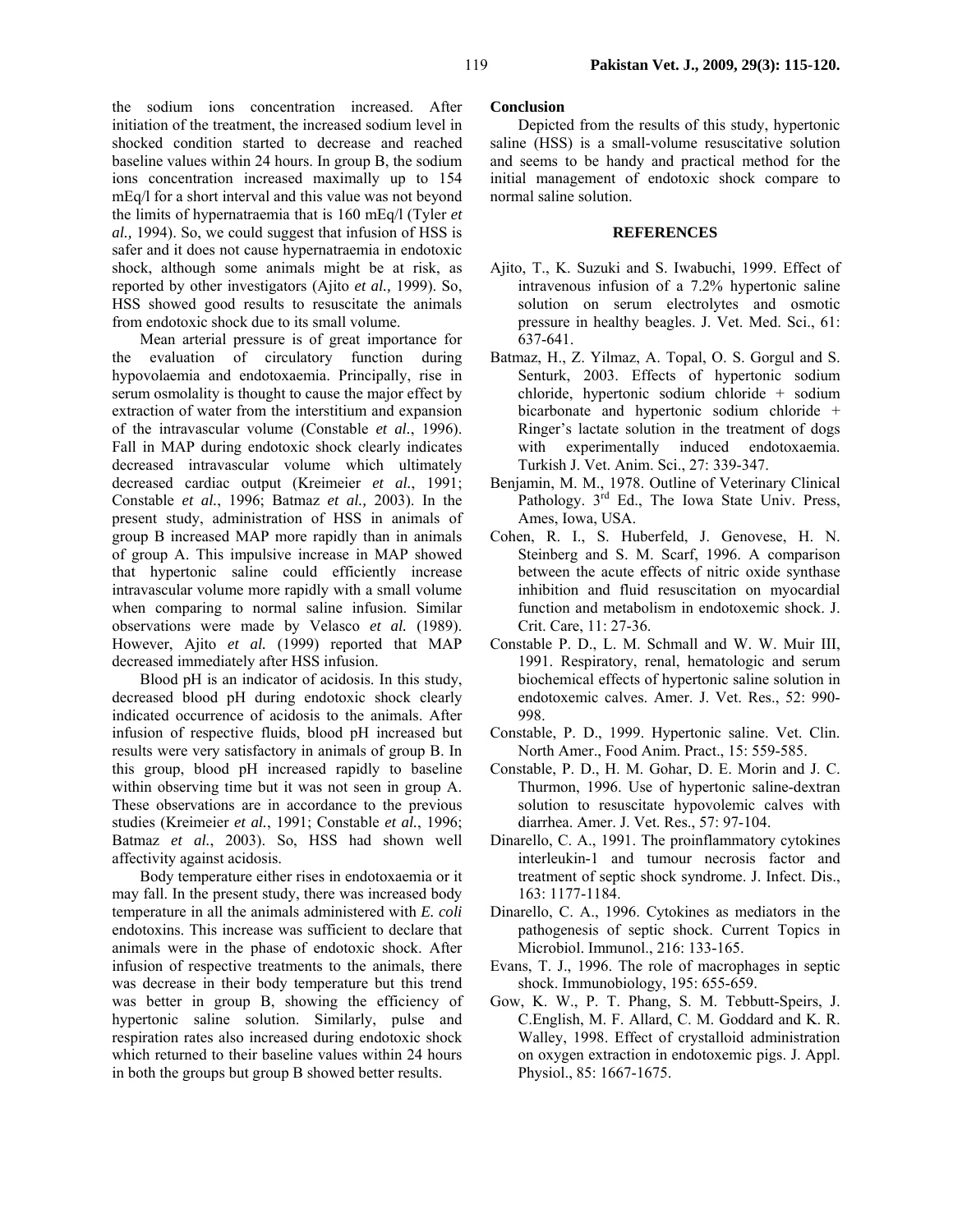the sodium ions concentration increased. After initiation of the treatment, the increased sodium level in shocked condition started to decrease and reached baseline values within 24 hours. In group B, the sodium ions concentration increased maximally up to 154 mEq/l for a short interval and this value was not beyond the limits of hypernatraemia that is 160 mEq/l (Tyler *et al.,* 1994). So, we could suggest that infusion of HSS is safer and it does not cause hypernatraemia in endotoxic shock, although some animals might be at risk, as reported by other investigators (Ajito *et al.,* 1999). So, HSS showed good results to resuscitate the animals from endotoxic shock due to its small volume.

Mean arterial pressure is of great importance for the evaluation of circulatory function during hypovolaemia and endotoxaemia. Principally, rise in serum osmolality is thought to cause the major effect by extraction of water from the interstitium and expansion of the intravascular volume (Constable *et al.*, 1996). Fall in MAP during endotoxic shock clearly indicates decreased intravascular volume which ultimately decreased cardiac output (Kreimeier *et al.*, 1991; Constable *et al.*, 1996; Batmaz *et al.,* 2003). In the present study, administration of HSS in animals of group B increased MAP more rapidly than in animals of group A. This impulsive increase in MAP showed that hypertonic saline could efficiently increase intravascular volume more rapidly with a small volume when comparing to normal saline infusion. Similar observations were made by Velasco *et al.* (1989). However, Ajito *et al.* (1999) reported that MAP decreased immediately after HSS infusion.

Blood pH is an indicator of acidosis. In this study, decreased blood pH during endotoxic shock clearly indicated occurrence of acidosis to the animals. After infusion of respective fluids, blood pH increased but results were very satisfactory in animals of group B. In this group, blood pH increased rapidly to baseline within observing time but it was not seen in group A. These observations are in accordance to the previous studies (Kreimeier *et al.*, 1991; Constable *et al.*, 1996; Batmaz *et al.*, 2003). So, HSS had shown well affectivity against acidosis.

Body temperature either rises in endotoxaemia or it may fall. In the present study, there was increased body temperature in all the animals administered with *E. coli* endotoxins. This increase was sufficient to declare that animals were in the phase of endotoxic shock. After infusion of respective treatments to the animals, there was decrease in their body temperature but this trend was better in group B, showing the efficiency of hypertonic saline solution. Similarly, pulse and respiration rates also increased during endotoxic shock which returned to their baseline values within 24 hours in both the groups but group B showed better results.

## Conclusion

Depicted from the results of this study, hypertonic saline (HSS) is a small-volume resuscitative solution and seems to be handy and practical method for the initial management of endotoxic shock compare to normal saline solution.

## REFERENCES

Ajito, T., K. Suzuki and S. Iwabuchi, 1999. Effect of intravenous infusion of a 7.2% hypertonic saline solution on serum electrolytes and osmotic pressure in healthy beagles. J. Vet. Med. Sci., 61: 637-641.

Batmaz, H., Z. Yilmaz, A. Topal, O. S. Gorgul and S. Senturk, 2003. Effects of hypertonic sodium chloride, hypertonic sodium chloride + sodium bicarbonate and hypertonic sodium chloride + Ringer's lactate solution in the treatment of dogs with experimentally induced endotoxaemia. Turkish J. Vet. Anim. Sci., 27: 339-347.

Benjamin, M. M., 1978. Outline of Veterinary Clinical Pathology. 3rd Ed., The Iowa State Univ. Press, Ames, Iowa, USA.

Cohen, R. I., S. Huberfeld, J. Genovese, H. N. Steinberg and S. M. Scarf, 1996. A comparison between the acute effects of nitric oxide synthase inhibition and fluid resuscitation on myocardial function and metabolism in endotoxemic shock. J. Crit. Care, 11: 27-36.

Constable P. D., L. M. Schmall and W. W. Muir III, 1991. Respiratory, renal, hematologic and serum biochemical effects of hypertonic saline solution in endotoxemic calves. Amer. J. Vet. Res., 52: 990-998.

Constable, P. D., 1999. Hypertonic saline. Vet. Clin. North Amer., Food Anim. Pract., 15: 559-585.

Constable, P. D., H. M. Gohar, D. E. Morin and J. C. Thurmon, 1996. Use of hypertonic saline-dextran solution to resuscitate hypovolemic calves with diarrhea. Amer. J. Vet. Res., 57: 97-104.

Dinarello, C. A., 1991. The proinflammatory cytokines interleukin-1 and tumour necrosis factor and treatment of septic shock syndrome. J. Infect. Dis., 163: 1177-1184.

Dinarello, C. A., 1996. Cytokines as mediators in the pathogenesis of septic shock. Current Topics in Microbiol. Immunol., 216: 133-165.

Evans, T. J., 1996. The role of macrophages in septic shock. Immunobiology, 195: 655-659.

Gow, K. W., P. T. Phang, S. M. Tebbutt-Speirs, J. C.English, M. F. Allard, C. M. Goddard and K. R. Walley, 1998. Effect of crystalloid administration on oxygen extraction in endotoxemic pigs. J. Appl. Physiol., 85: 1667-1675.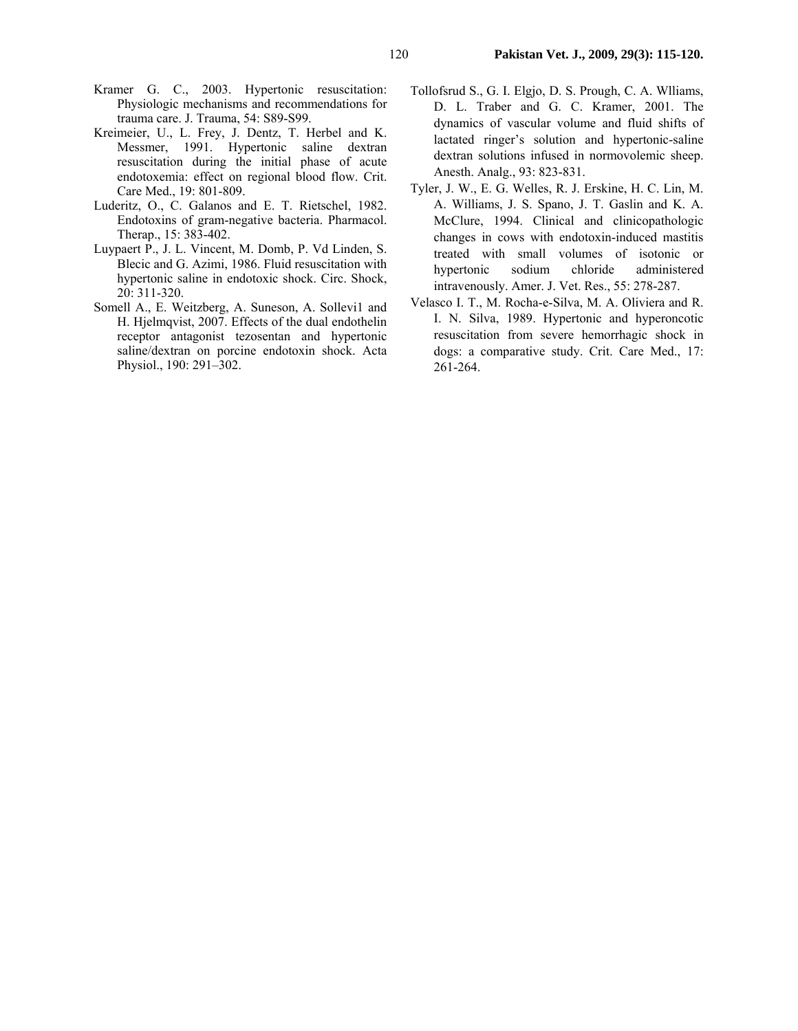Kramer G. C., 2003. Hypertonic resuscitation: Physiologic mechanisms and recommendations for trauma care. J. Trauma, 54: S89-S99.

Kreimeier, U., L. Frey, J. Dentz, T. Herbel and K. Messmer, 1991. Hypertonic saline dextran resuscitation during the initial phase of acute endotoxemia: effect on regional blood flow. Crit. Care Med., 19: 801-809.

Luderitz, O., C. Galanos and E. T. Rietschel, 1982. Endotoxins of gram-negative bacteria. Pharmacol. Therap., 15: 383-402.

Luypaert P., J. L. Vincent, M. Domb, P. Vd Linden, S. Blecic and G. Azimi, 1986. Fluid resuscitation with hypertonic saline in endotoxic shock. Circ. Shock, 20: 311-320.

Somell A., E. Weitzberg, A. Suneson, A. Sollevi1 and H. Hjelmqvist, 2007. Effects of the dual endothelin receptor antagonist tezosentan and hypertonic saline/dextran on porcine endotoxin shock. Acta Physiol., 190: 291–302.

Tollofsrud S., G. I. Elgjo, D. S. Prough, C. A. Wlliams, D. L. Traber and G. C. Kramer, 2001. The dynamics of vascular volume and fluid shifts of lactated ringer's solution and hypertonic-saline dextran solutions infused in normovolemic sheep. Anesth. Analg., 93: 823-831.

Tyler, J. W., E. G. Welles, R. J. Erskine, H. C. Lin, M. A. Williams, J. S. Spano, J. T. Gaslin and K. A. McClure, 1994. Clinical and clinicopathologic changes in cows with endotoxin-induced mastitis treated with small volumes of isotonic or hypertonic sodium chloride administered intravenously. Amer. J. Vet. Res., 55: 278-287.

Velasco I. T., M. Rocha-e-Silva, M. A. Oliviera and R. I. N. Silva, 1989. Hypertonic and hyperoncotic resuscitation from severe hemorrhagic shock in dogs: a comparative study. Crit. Care Med., 17: 261-264.